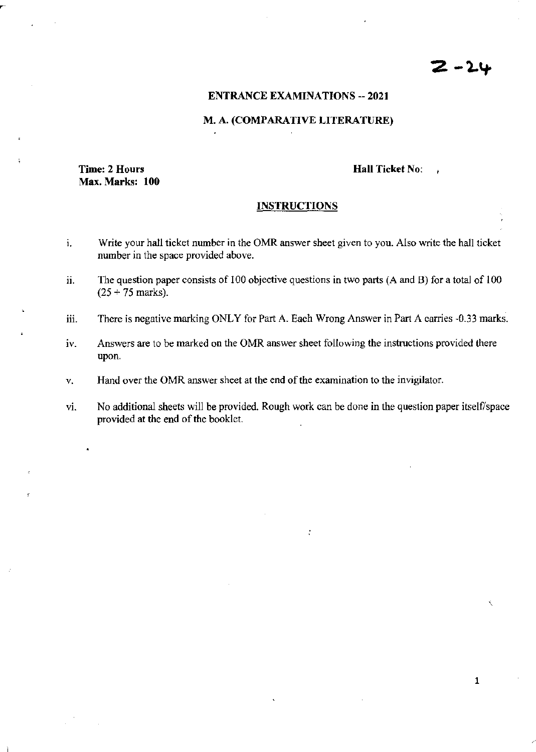Z-24

## ENTRANCE EXAMINATIONS -- 2021

### M. A. (COMPARATIVE LITERATURE)

**Time: 2 Hours**
**Max. Marks: 100**

**Hall Ticket No:**

## INSTRUCTIONS

i. Write your hall ticket number in the OMR answer sheet given to you. Also write the hall ticket number in the space provided above.

ii. The question paper consists of 100 objective questions in two parts (A and B) for a total of 100 (25 + 75 marks).

iii. There is negative marking ONLY for Part A. Each Wrong Answer in Part A carries -0.33 marks.

iv. Answers are to be marked on the OMR answer sheet following the instructions provided there upon.

v. Hand over the OMR answer sheet at the end of the examination to the invigilator.

vi. No additional sheets will be provided. Rough work can be done in the question paper itself/space provided at the end of the booklet.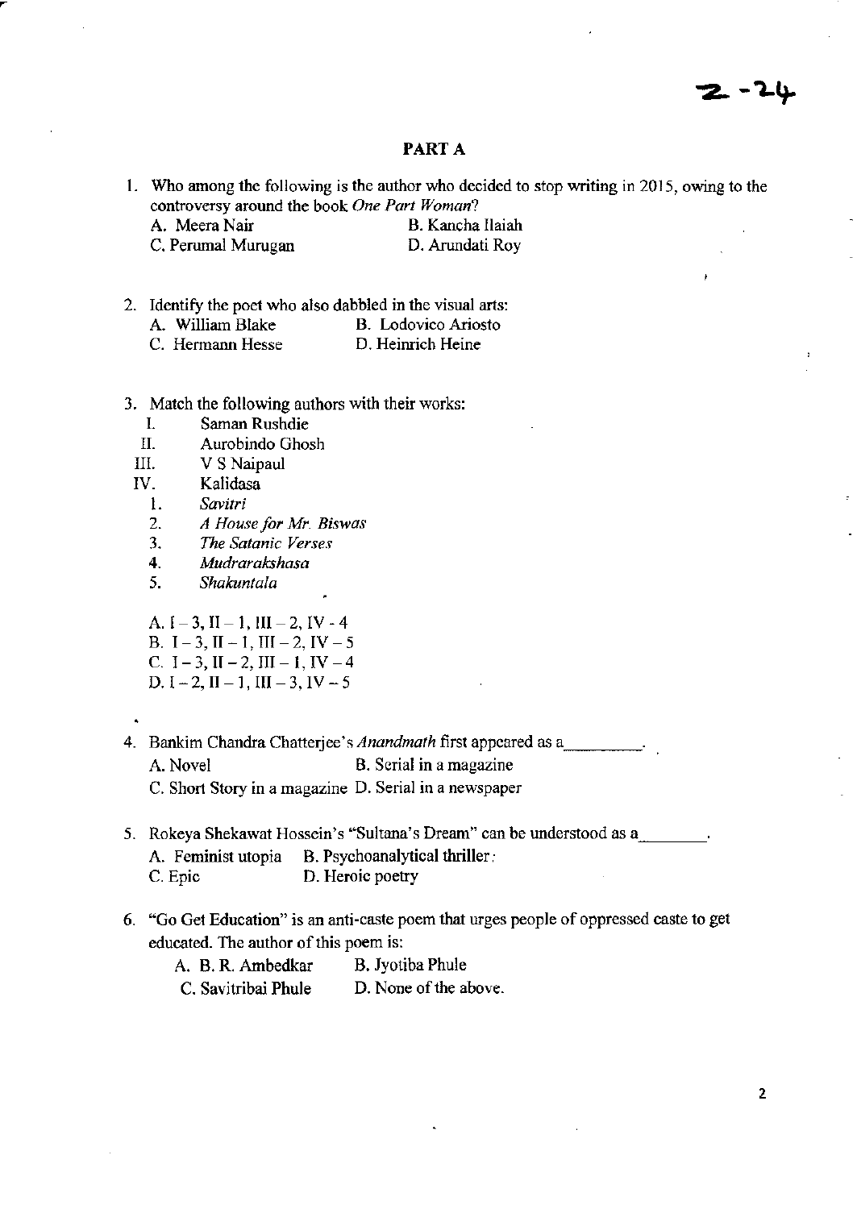z-24

## PART A

1. Who among the following is the author who decided to stop writing in 2015, owing to the controversy around the book *One Part Woman*?
   A. Meera Nair  B. Kancha Ilaiah
   C. Perumal Murugan  D. Arundati Roy

2. Identify the poet who also dabbled in the visual arts:
   A. William Blake  B. Lodovico Ariosto
   C. Hermann Hesse  D. Heinrich Heine

3. Match the following authors with their works:
   I. Saman Rushdie
   II. Aurobindo Ghosh
   III. V S Naipaul
   IV. Kalidasa
   1. *Savitri*
   2. *A House for Mr. Biswas*
   3. *The Satanic Verses*
   4. *Mudrarakshasa*
   5. *Shakuntala*

   A. I – 3, II – 1, III – 2, IV - 4
   B. I – 3, II – 1, III – 2, IV – 5
   C. I – 3, II – 2, III – 1, IV – 4
   D. I – 2, II – 1, III – 3, IV – 5

4. Bankim Chandra Chatterjee's *Anandmath* first appeared as a_________.
   A. Novel  B. Serial in a magazine
   C. Short Story in a magazine  D. Serial in a newspaper

5. Rokeya Shekawat Hossein's "Sultana's Dream" can be understood as a________.
   A. Feminist utopia  B. Psychoanalytical thriller
   C. Epic  D. Heroic poetry

6. "Go Get Education" is an anti-caste poem that urges people of oppressed caste to get educated. The author of this poem is:
   A. B. R. Ambedkar  B. Jyotiba Phule
   C. Savitribai Phule  D. None of the above.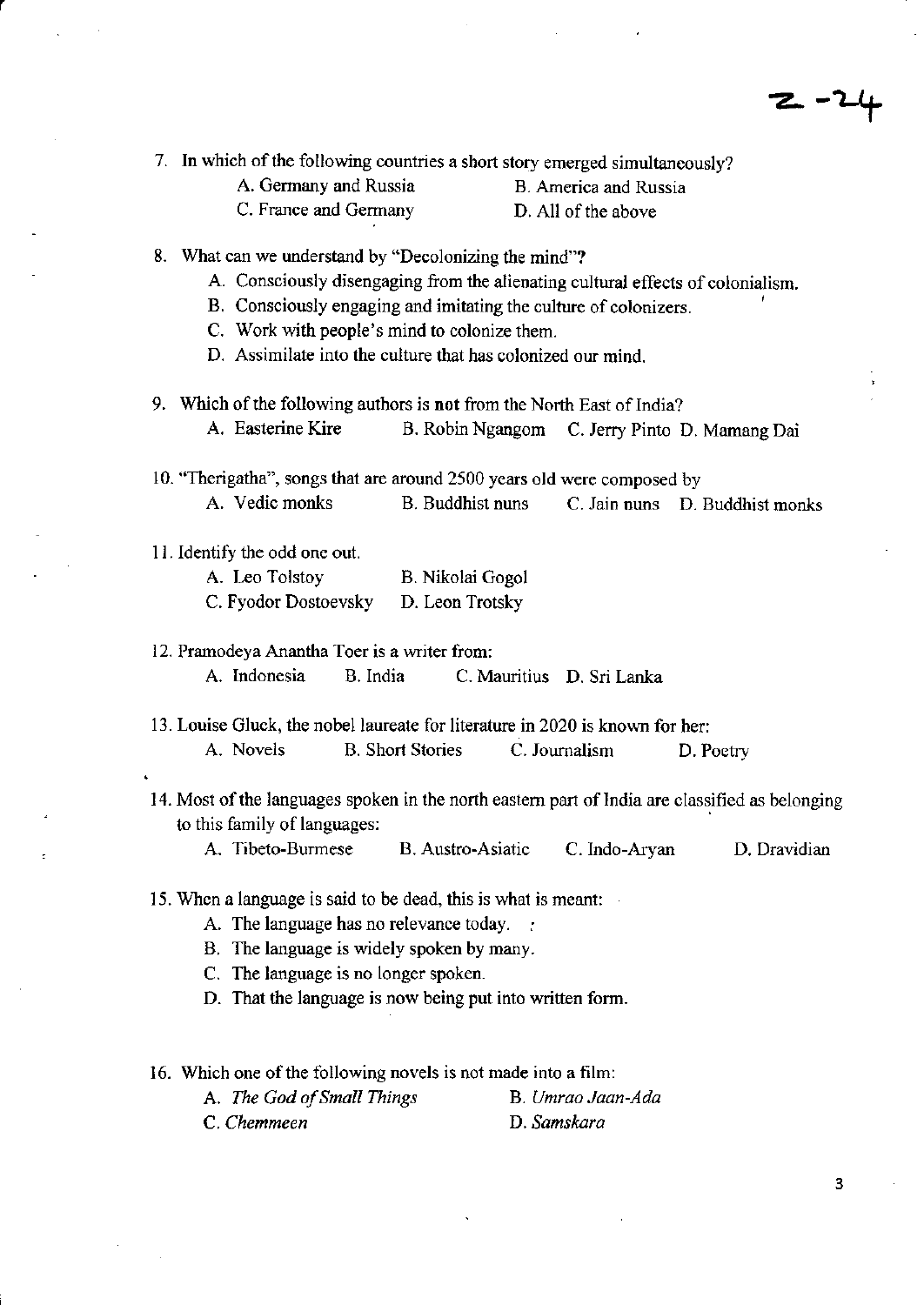7. In which of the following countries a short story emerged simultaneously?
   - A. Germany and Russia
   - B. America and Russia
   - C. France and Germany
   - D. All of the above

8. What can we understand by "Decolonizing the mind"?
   - A. Consciously disengaging from the alienating cultural effects of colonialism.
   - B. Consciously engaging and imitating the culture of colonizers.
   - C. Work with people's mind to colonize them.
   - D. Assimilate into the culture that has colonized our mind.

9. Which of the following authors is **not** from the North East of India?
   - A. Easterine Kire
   - B. Robin Ngangom
   - C. Jerry Pinto
   - D. Mamang Dai

10. "Therigatha", songs that are around 2500 years old were composed by
    - A. Vedic monks
    - B. Buddhist nuns
    - C. Jain nuns
    - D. Buddhist monks

11. Identify the odd one out.
    - A. Leo Tolstoy
    - B. Nikolai Gogol
    - C. Fyodor Dostoevsky
    - D. Leon Trotsky

12. Pramodeya Anantha Toer is a writer from:
    - A. Indonesia
    - B. India
    - C. Mauritius
    - D. Sri Lanka

13. Louise Gluck, the nobel laureate for literature in 2020 is known for her:
    - A. Novels
    - B. Short Stories
    - C. Journalism
    - D. Poetry

14. Most of the languages spoken in the north eastern part of India are classified as belonging to this family of languages:
    - A. Tibeto-Burmese
    - B. Austro-Asiatic
    - C. Indo-Aryan
    - D. Dravidian

15. When a language is said to be dead, this is what is meant:
    - A. The language has no relevance today.
    - B. The language is widely spoken by many.
    - C. The language is no longer spoken.
    - D. That the language is now being put into written form.

16. Which one of the following novels is not made into a film:
    - A. *The God of Small Things*
    - B. *Umrao Jaan-Ada*
    - C. *Chemmeen*
    - D. *Samskara*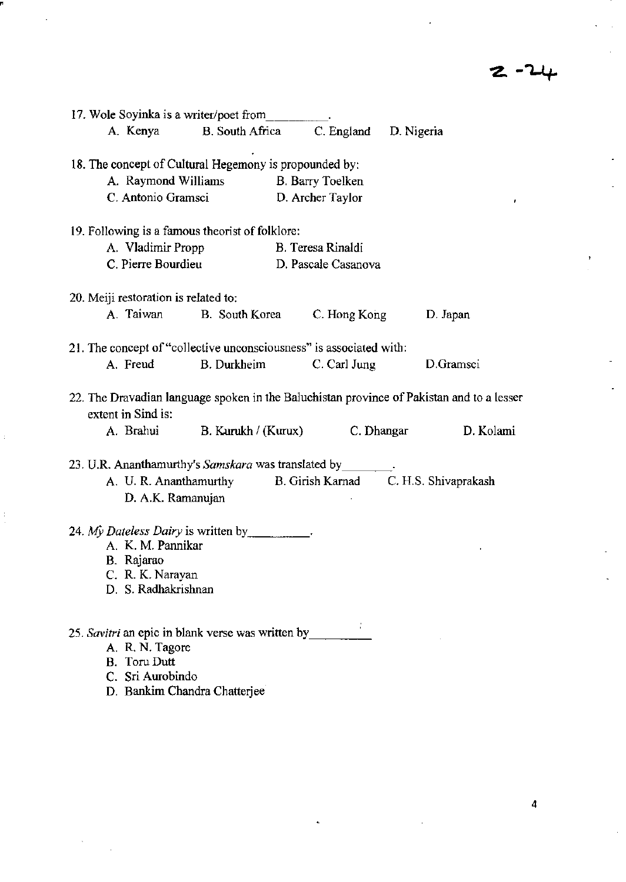17. Wole Soyinka is a writer/poet from_________.

A. Kenya B. South Africa C. England D. Nigeria

18. The concept of Cultural Hegemony is propounded by:

A. Raymond Williams B. Barry Toelken
C. Antonio Gramsci D. Archer Taylor

19. Following is a famous theorist of folklore:

A. Vladimir Propp B. Teresa Rinaldi
C. Pierre Bourdieu D. Pascale Casanova

20. Meiji restoration is related to:

A. Taiwan B. South Korea C. Hong Kong D. Japan

21. The concept of "collective unconsciousness" is associated with:

A. Freud B. Durkheim C. Carl Jung D.Gramsci

22. The Dravadian language spoken in the Baluchistan province of Pakistan and to a lesser extent in Sind is:

A. Brahui B. Kurukh / (Kurux) C. Dhangar D. Kolami

23. U.R. Ananthamurthy's *Samskara* was translated by________.

A. U. R. Ananthamurthy B. Girish Karnad C. H.S. Shivaprakash
D. A.K. Ramanujan

24. *My Dateless Dairy* is written by_________.

A. K. M. Pannikar
B. Rajarao
C. R. K. Narayan
D. S. Radhakrishnan

25. *Savitri* an epic in blank verse was written by_________

A. R. N. Tagore
B. Toru Dutt
C. Sri Aurobindo
D. Bankim Chandra Chatterjee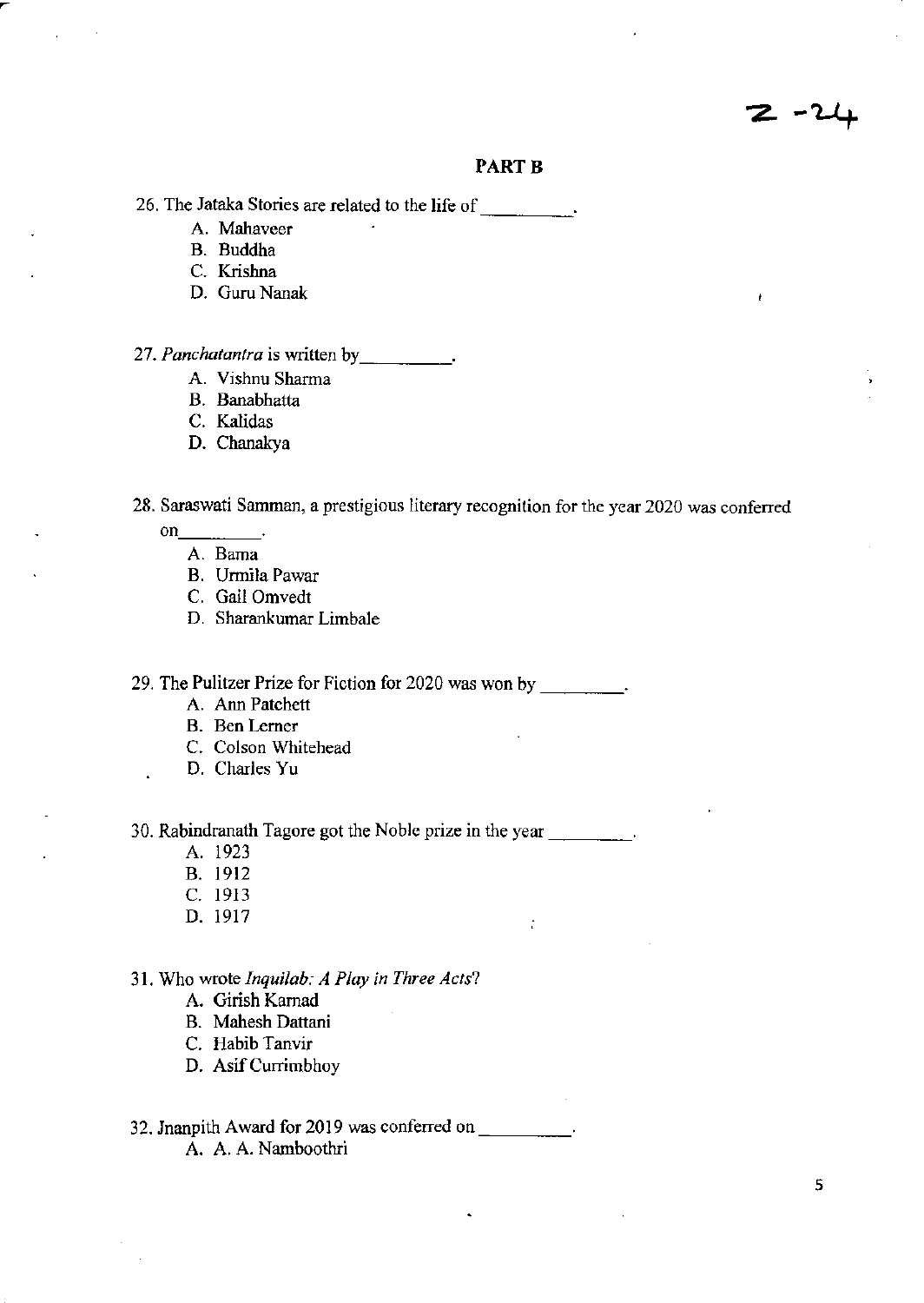Z -24

## PART B

26. The Jataka Stories are related to the life of _________.
    - A. Mahaveer
    - B. Buddha
    - C. Krishna
    - D. Guru Nanak

27. *Panchatantra* is written by_________.
    - A. Vishnu Sharma
    - B. Banabhatta
    - C. Kalidas
    - D. Chanakya

28. Saraswati Samman, a prestigious literary recognition for the year 2020 was conferred on_________.
    - A. Bama
    - B. Urmila Pawar
    - C. Gail Omvedt
    - D. Sharankumar Limbale

29. The Pulitzer Prize for Fiction for 2020 was won by _________.
    - A. Ann Patchett
    - B. Ben Lerner
    - C. Colson Whitehead
    - D. Charles Yu

30. Rabindranath Tagore got the Noble prize in the year _________.
    - A. 1923
    - B. 1912
    - C. 1913
    - D. 1917

31. Who wrote *Inquilab: A Play in Three Acts*?
    - A. Girish Karnad
    - B. Mahesh Dattani
    - C. Habib Tanvir
    - D. Asif Currimbhoy

32. Jnanpith Award for 2019 was conferred on _________.
    - A. A. A. Namboothri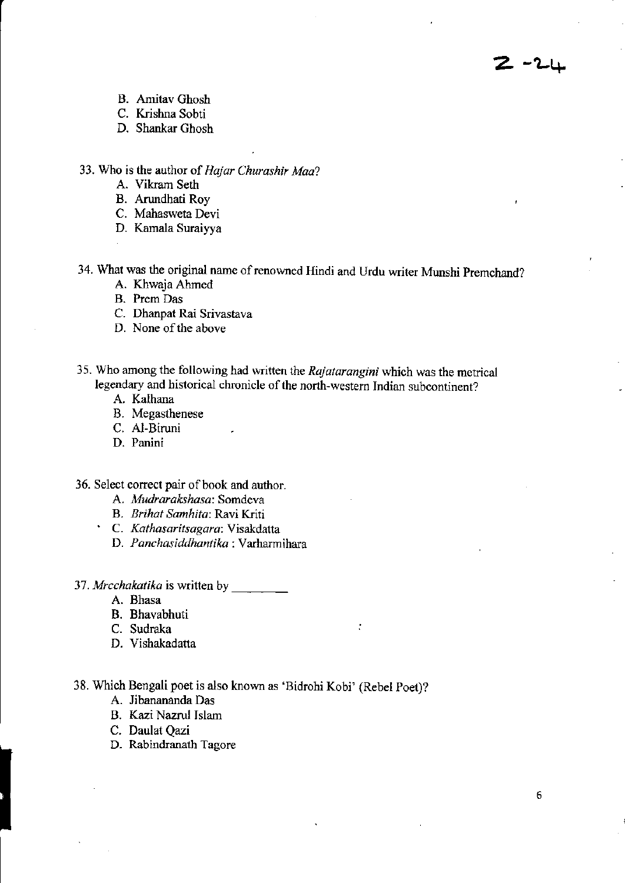Z -24

B. Amitav Ghosh
C. Krishna Sobti
D. Shankar Ghosh

33. Who is the author of *Hajar Churashir Maa*?
   A. Vikram Seth
   B. Arundhati Roy
   C. Mahasweta Devi
   D. Kamala Suraiyya

34. What was the original name of renowned Hindi and Urdu writer Munshi Premchand?
   A. Khwaja Ahmed
   B. Prem Das
   C. Dhanpat Rai Srivastava
   D. None of the above

35. Who among the following had written the *Rajatarangini* which was the metrical legendary and historical chronicle of the north-western Indian subcontinent?
   A. Kalhana
   B. Megasthenese
   C. Al-Biruni
   D. Panini

36. Select correct pair of book and author.
   A. *Mudrarakshasa*: Somdeva
   B. *Brihat Samhita*: Ravi Kriti
   C. *Kathasaritsagara*: Visakdatta
   D. *Panchasiddhantika* : Varharmihara

37. *Mrcchakatika* is written by ________
   A. Bhasa
   B. Bhavabhuti
   C. Sudraka
   D. Vishakadatta

38. Which Bengali poet is also known as 'Bidrohi Kobi' (Rebel Poet)?
   A. Jibanananda Das
   B. Kazi Nazrul Islam
   C. Daulat Qazi
   D. Rabindranath Tagore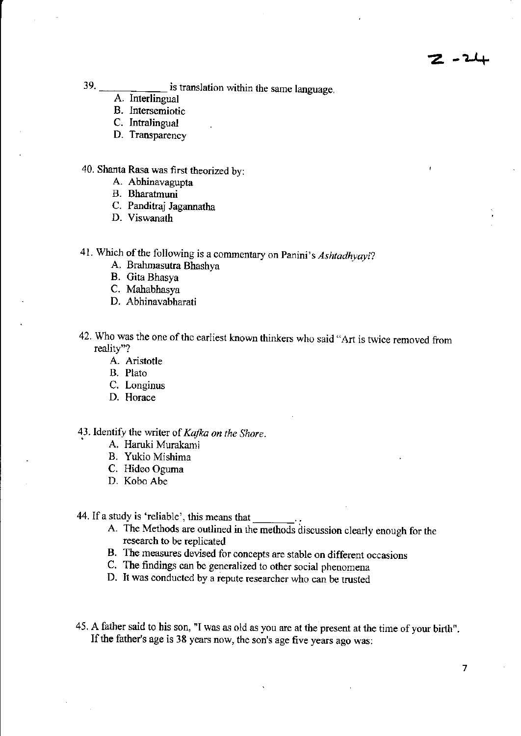39. ____________ is translation within the same language.

A. Interlingual
B. Intersemiotic
C. Intralingual
D. Transparency

40. Shanta Rasa was first theorized by:

A. Abhinavagupta
B. Bharatmuni
C. Panditraj Jagannatha
D. Viswanath

41. Which of the following is a commentary on Panini's *Ashtadhyayi*?

A. Brahmasutra Bhashya
B. Gita Bhasya
C. Mahabhasya
D. Abhinavabharati

42. Who was the one of the earliest known thinkers who said "Art is twice removed from reality"?

A. Aristotle
B. Plato
C. Longinus
D. Horace

43. Identify the writer of *Kafka on the Shore*.

A. Haruki Murakami
B. Yukio Mishima
C. Hideo Oguma
D. Kobo Abe

44. If a study is 'reliable', this means that ________.

A. The Methods are outlined in the methods discussion clearly enough for the research to be replicated
B. The measures devised for concepts are stable on different occasions
C. The findings can be generalized to other social phenomena
D. It was conducted by a repute researcher who can be trusted

45. A father said to his son, "I was as old as you are at the present at the time of your birth". If the father's age is 38 years now, the son's age five years ago was: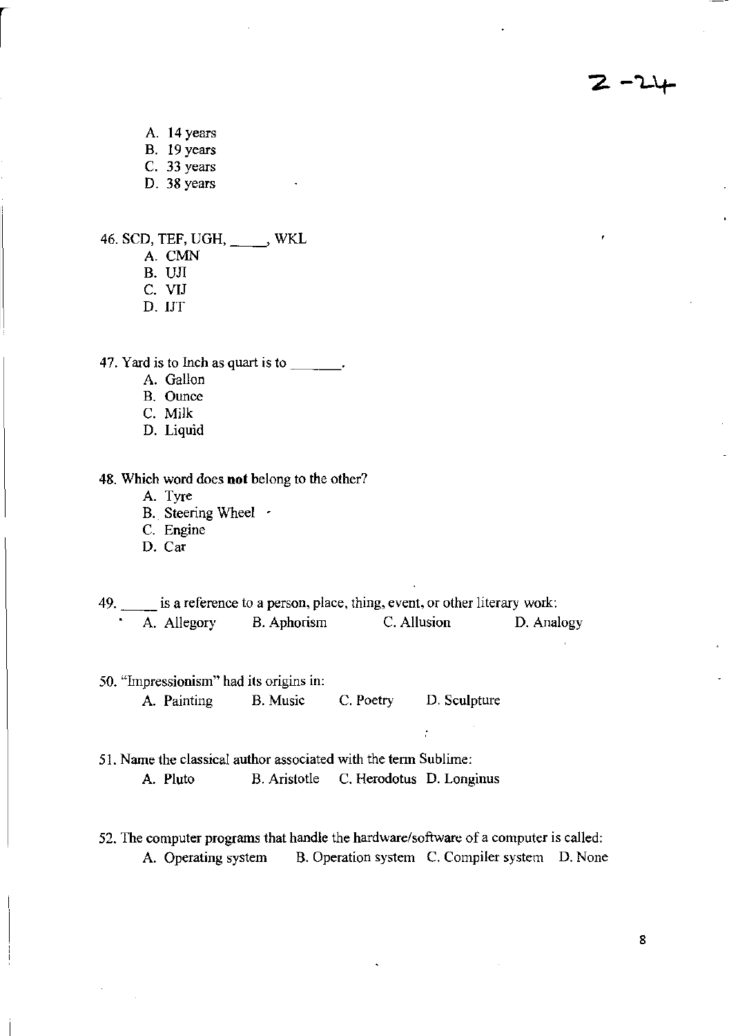A. 14 years
B. 19 years
C. 33 years
D. 38 years

46. SCD, TEF, UGH, _____, WKL

A. CMN
B. UJI
C. VIJ
D. IJT

47. Yard is to Inch as quart is to _______.

A. Gallon
B. Ounce
C. Milk
D. Liquid

48. Which word does **not** belong to the other?

A. Tyre
B. Steering Wheel
C. Engine
D. Car

49. _____ is a reference to a person, place, thing, event, or other literary work:

A. Allegory B. Aphorism C. Allusion D. Analogy

50. "Impressionism" had its origins in:

A. Painting B. Music C. Poetry D. Sculpture

51. Name the classical author associated with the term Sublime:

A. Pluto B. Aristotle C. Herodotus D. Longinus

52. The computer programs that handle the hardware/software of a computer is called:

A. Operating system B. Operation system C. Compiler system D. None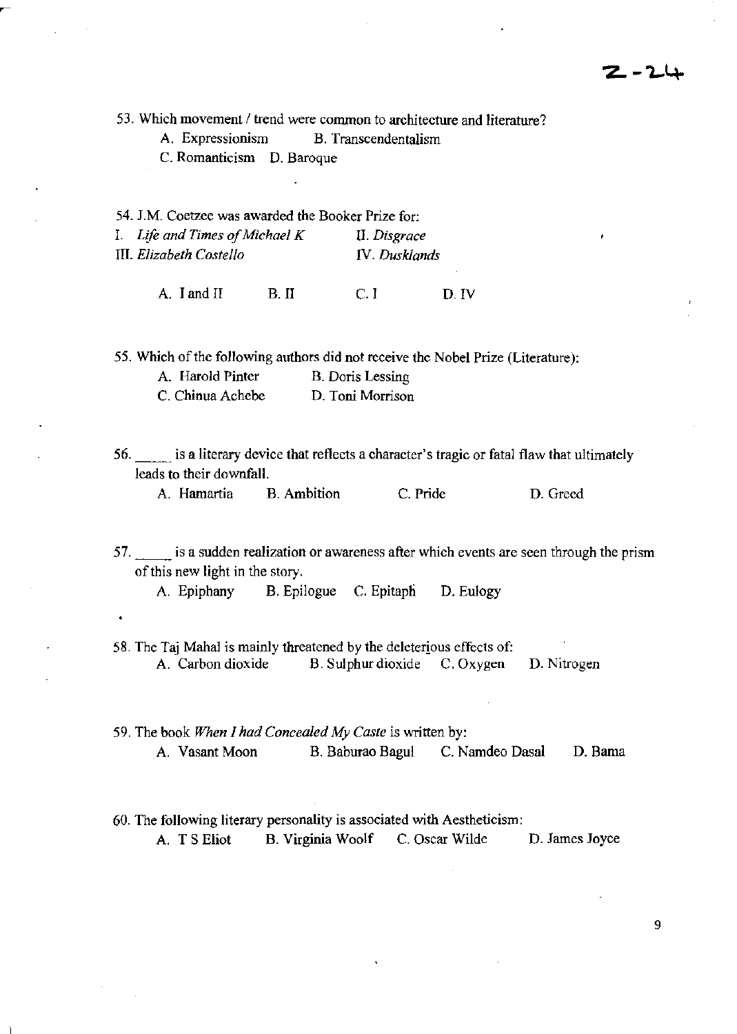53. Which movement / trend were common to architecture and literature?

  A. Expressionism  B. Transcendentalism

  C. Romanticism  D. Baroque

54. J.M. Coetzee was awarded the Booker Prize for:

I. *Life and Times of Michael K*  II. *Disgrace*

III. *Elizabeth Costello*  IV. *Dusklands*

  A. I and II  B. II  C. I  D. IV

55. Which of the following authors did not receive the Nobel Prize (Literature):

  A. Harold Pinter  B. Doris Lessing

  C. Chinua Achebe  D. Toni Morrison

56. _____ is a literary device that reflects a character's tragic or fatal flaw that ultimately leads to their downfall.

  A. Hamartia  B. Ambition  C. Pride  D. Greed

57. _____ is a sudden realization or awareness after which events are seen through the prism of this new light in the story.

  A. Epiphany  B. Epilogue  C. Epitaph  D. Eulogy

58. The Taj Mahal is mainly threatened by the deleterious effects of:

  A. Carbon dioxide  B. Sulphur dioxide  C. Oxygen  D. Nitrogen

59. The book *When I had Concealed My Caste* is written by:

  A. Vasant Moon  B. Baburao Bagul  C. Namdeo Dasal  D. Bama

60. The following literary personality is associated with Aestheticism:

  A. T S Eliot  B. Virginia Woolf  C. Oscar Wilde  D. James Joyce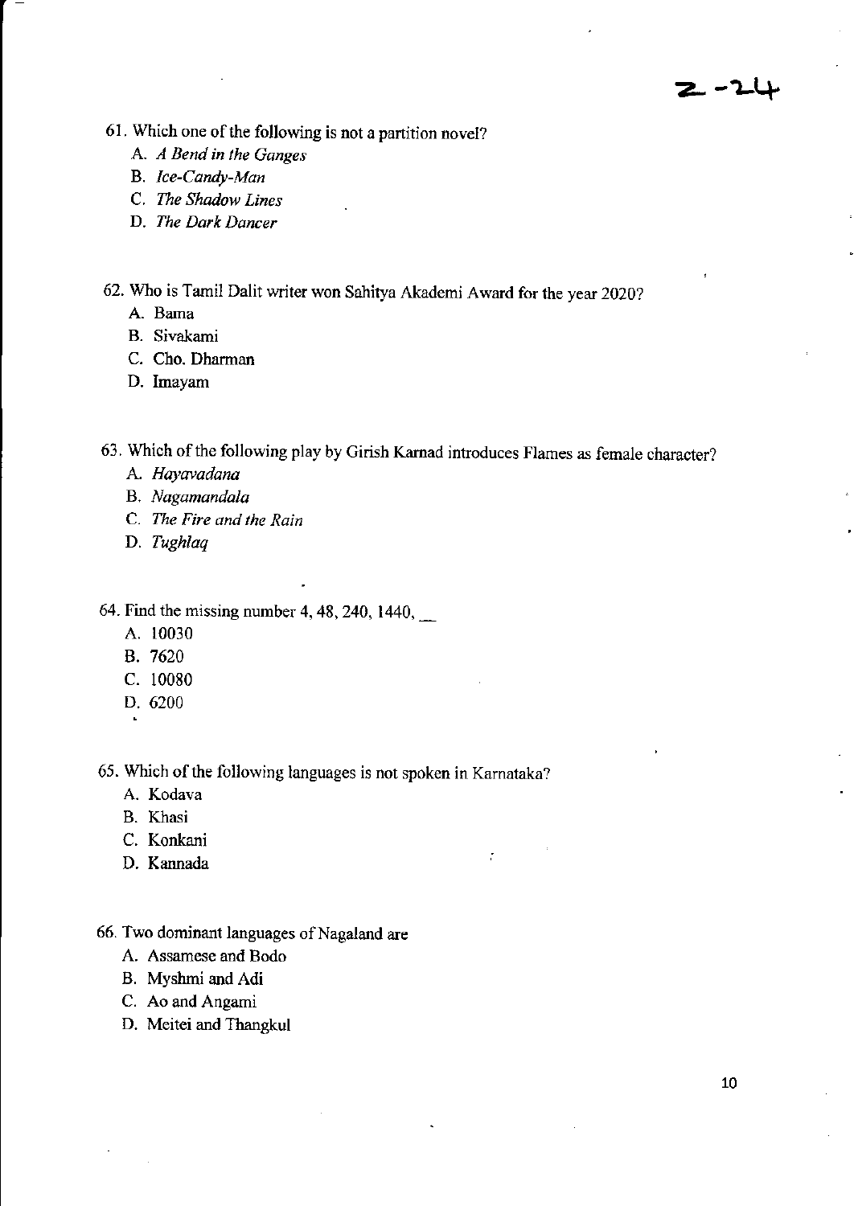61. Which one of the following is not a partition novel?
    A. *A Bend in the Ganges*
    B. *Ice-Candy-Man*
    C. *The Shadow Lines*
    D. *The Dark Dancer*

62. Who is Tamil Dalit writer won Sahitya Akademi Award for the year 2020?
    A. Bama
    B. Sivakami
    C. Cho. Dharman
    D. Imayam

63. Which of the following play by Girish Karnad introduces Flames as female character?
    A. *Hayavadana*
    B. *Nagamandala*
    C. *The Fire and the Rain*
    D. *Tughlaq*

64. Find the missing number 4, 48, 240, 1440, __
    A. 10030
    B. 7620
    C. 10080
    D. 6200

65. Which of the following languages is not spoken in Karnataka?
    A. Kodava
    B. Khasi
    C. Konkani
    D. Kannada

66. Two dominant languages of Nagaland are
    A. Assamese and Bodo
    B. Myshmi and Adi
    C. Ao and Angami
    D. Meitei and Thangkul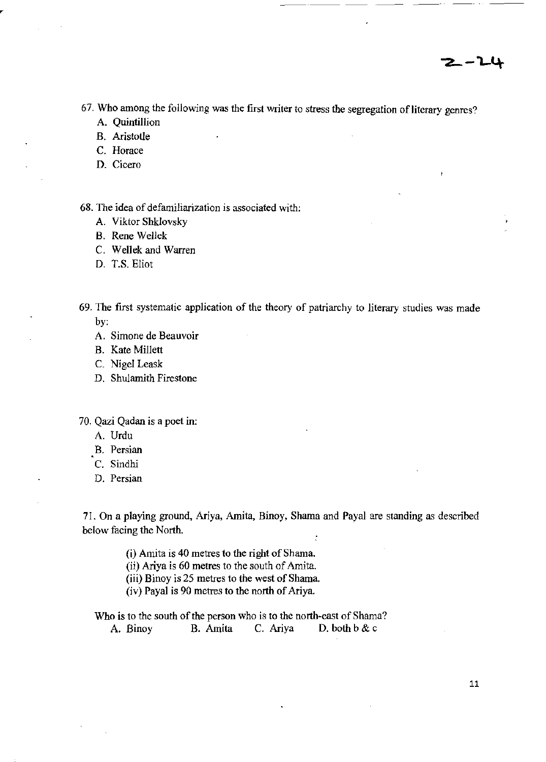67. Who among the following was the first writer to stress the segregation of literary genres?
   A. Quintillion
   B. Aristotle
   C. Horace
   D. Cicero

68. The idea of defamiliarization is associated with:
   A. Viktor Shklovsky
   B. Rene Wellek
   C. Wellek and Warren
   D. T.S. Eliot

69. The first systematic application of the theory of patriarchy to literary studies was made by:
   A. Simone de Beauvoir
   B. Kate Millett
   C. Nigel Leask
   D. Shulamith Firestone

70. Qazi Qadan is a poet in:
   A. Urdu
   B. Persian
   C. Sindhi
   D. Persian

71. On a playing ground, Ariya, Amita, Binoy, Shama and Payal are standing as described below facing the North.

   (i) Amita is 40 metres to the right of Shama.
   (ii) Ariya is 60 metres to the south of Amita.
   (iii) Binoy is 25 metres to the west of Shama.
   (iv) Payal is 90 metres to the north of Ariya.

   Who is to the south of the person who is to the north-east of Shama?

   A. Binoy B. Amita C. Ariya D. both b & c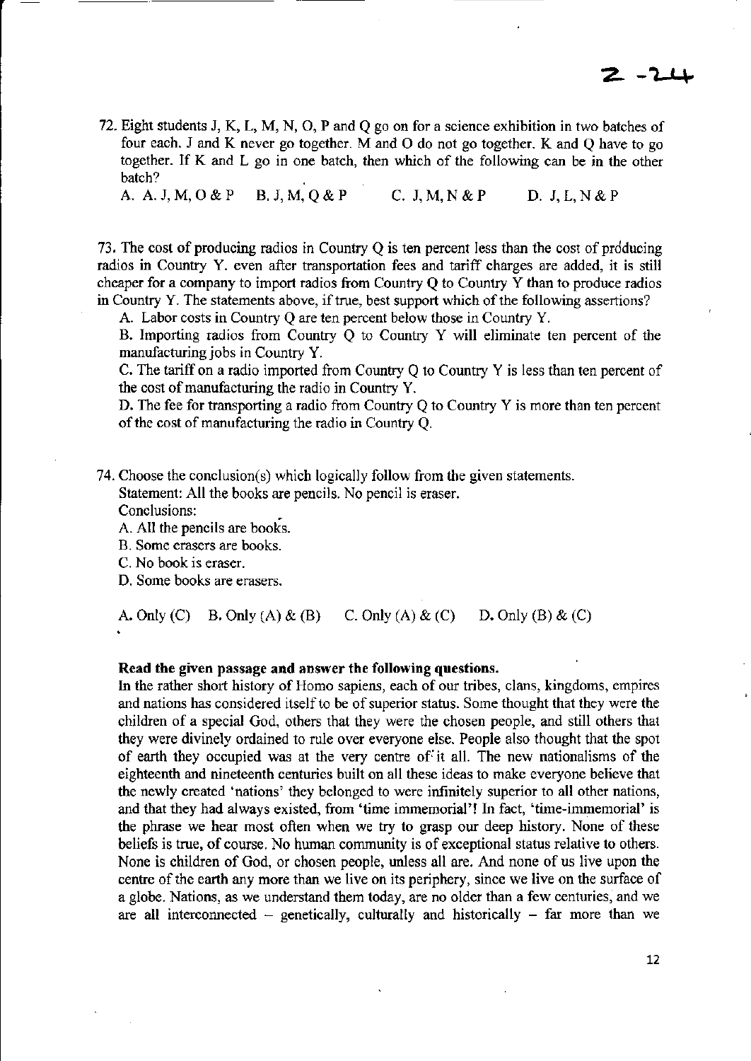72. Eight students J, K, L, M, N, O, P and Q go on for a science exhibition in two batches of four each. J and K never go together. M and O do not go together. K and Q have to go together. If K and L go in one batch, then which of the following can be in the other batch?

A. A. J, M, O & P    B. J, M, Q & P    C. J, M, N & P    D. J, L, N & P

73. The cost of producing radios in Country Q is ten percent less than the cost of producing radios in Country Y. even after transportation fees and tariff charges are added, it is still cheaper for a company to import radios from Country Q to Country Y than to produce radios in Country Y. The statements above, if true, best support which of the following assertions?

A. Labor costs in Country Q are ten percent below those in Country Y.

B. Importing radios from Country Q to Country Y will eliminate ten percent of the manufacturing jobs in Country Y.

C. The tariff on a radio imported from Country Q to Country Y is less than ten percent of the cost of manufacturing the radio in Country Y.

D. The fee for transporting a radio from Country Q to Country Y is more than ten percent of the cost of manufacturing the radio in Country Q.

74. Choose the conclusion(s) which logically follow from the given statements.

Statement: All the books are pencils. No pencil is eraser.

Conclusions:

A. All the pencils are books.

B. Some erasers are books.

C. No book is eraser.

D. Some books are erasers.

A. Only (C)    B. Only (A) & (B)    C. Only (A) & (C)    D. Only (B) & (C)

**Read the given passage and answer the following questions.**

In the rather short history of Homo sapiens, each of our tribes, clans, kingdoms, empires and nations has considered itself to be of superior status. Some thought that they were the children of a special God, others that they were the chosen people, and still others that they were divinely ordained to rule over everyone else. People also thought that the spot of earth they occupied was at the very centre of it all. The new nationalisms of the eighteenth and nineteenth centuries built on all these ideas to make everyone believe that the newly created 'nations' they belonged to were infinitely superior to all other nations, and that they had always existed, from 'time immemorial'! In fact, 'time-immemorial' is the phrase we hear most often when we try to grasp our deep history. None of these beliefs is true, of course. No human community is of exceptional status relative to others. None is children of God, or chosen people, unless all are. And none of us live upon the centre of the earth any more than we live on its periphery, since we live on the surface of a globe. Nations, as we understand them today, are no older than a few centuries, and we are all interconnected – genetically, culturally and historically – far more than we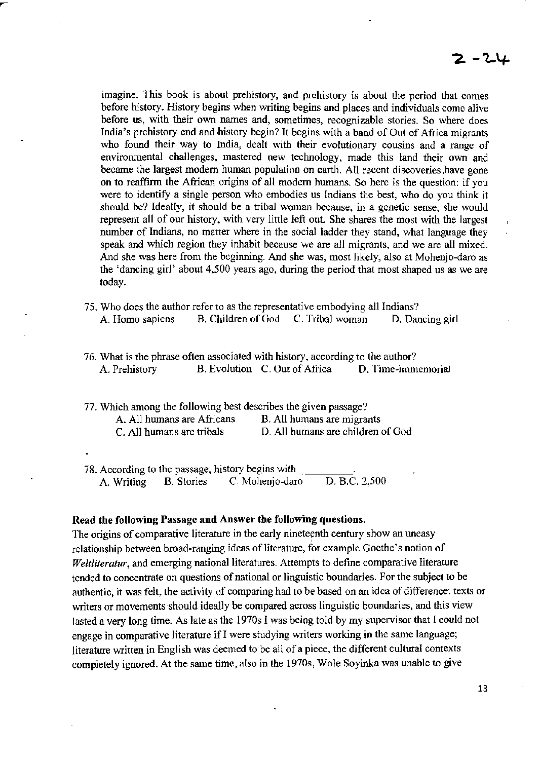2 - 24

imagine. This book is about prehistory, and prehistory is about the period that comes before history. History begins when writing begins and places and individuals come alive before us, with their own names and, sometimes, recognizable stories. So where does India's prehistory end and history begin? It begins with a band of Out of Africa migrants who found their way to India, dealt with their evolutionary cousins and a range of environmental challenges, mastered new technology, made this land their own and became the largest modern human population on earth. All recent discoveries,have gone on to reaffirm the African origins of all modern humans. So here is the question: if you were to identify a single person who embodies us Indians the best, who do you think it should be? Ideally, it should be a tribal woman because, in a genetic sense, she would represent all of our history, with very little left out. She shares the most with the largest number of Indians, no matter where in the social ladder they stand, what language they speak and which region they inhabit because we are all migrants, and we are all mixed. And she was here from the beginning. And she was, most likely, also at Mohenjo-daro as the 'dancing girl' about 4,500 years ago, during the period that most shaped us as we are today.

75. Who does the author refer to as the representative embodying all Indians?
    A. Homo sapiens    B. Children of God    C. Tribal woman    D. Dancing girl

76. What is the phrase often associated with history, according to the author?
    A. Prehistory    B. Evolution    C. Out of Africa    D. Time-immemorial

77. Which among the following best describes the given passage?
    A. All humans are Africans    B. All humans are migrants
    C. All humans are tribals    D. All humans are children of God

78. According to the passage, history begins with \_\_\_\_\_\_\_\_\_.
    A. Writing    B. Stories    C. Mohenjo-daro    D. B.C. 2,500

**Read the following Passage and Answer the following questions.**

The origins of comparative literature in the early nineteenth century show an uneasy relationship between broad-ranging ideas of literature, for example Goethe's notion of *Weltliteratur*, and emerging national literatures. Attempts to define comparative literature tended to concentrate on questions of national or linguistic boundaries. For the subject to be authentic, it was felt, the activity of comparing had to be based on an idea of difference: texts or writers or movements should ideally be compared across linguistic boundaries, and this view lasted a very long time. As late as the 1970s I was being told by my supervisor that I could not engage in comparative literature if I were studying writers working in the same language; literature written in English was deemed to be all of a piece, the different cultural contexts completely ignored. At the same time, also in the 1970s, Wole Soyinka was unable to give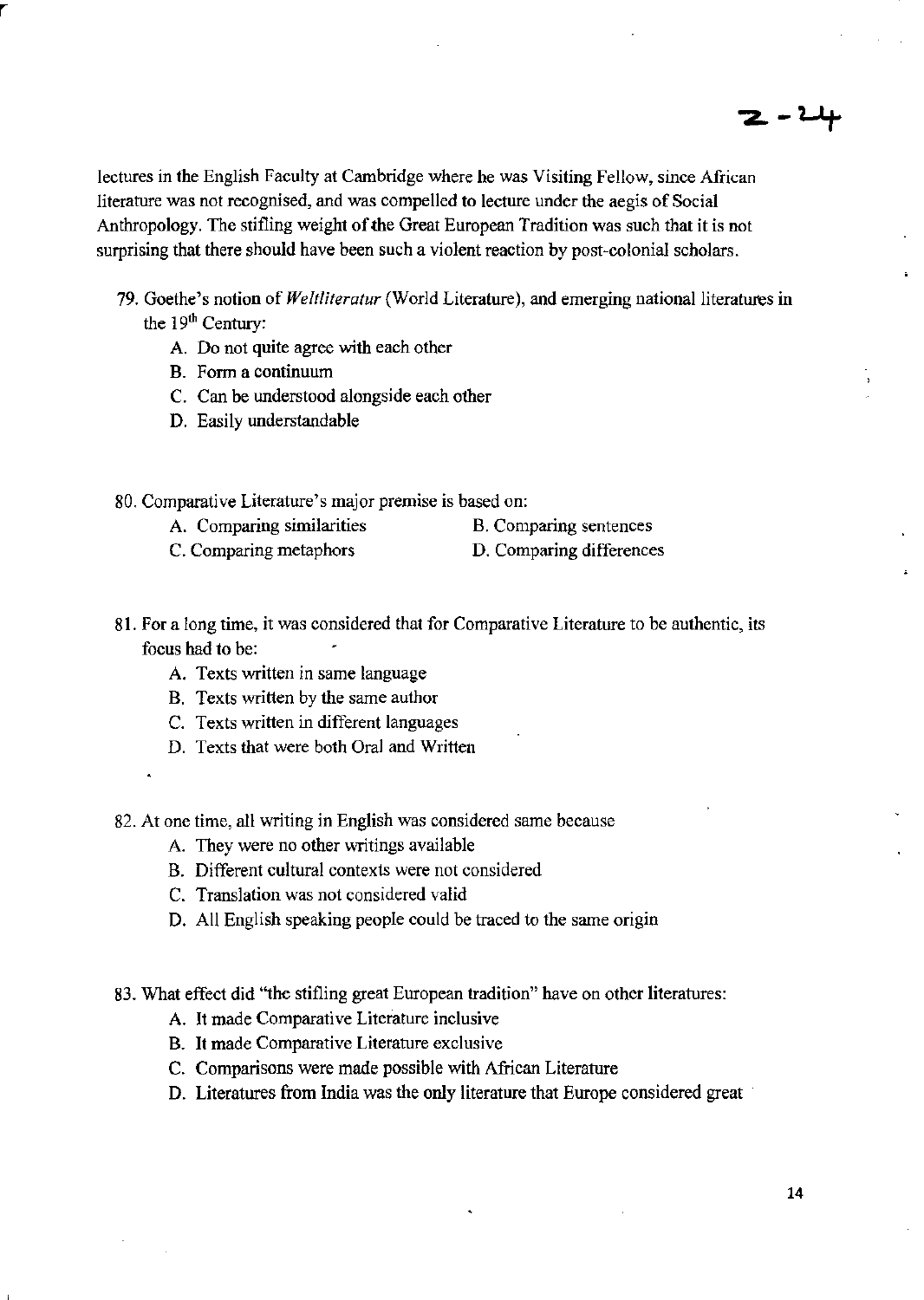lectures in the English Faculty at Cambridge where he was Visiting Fellow, since African literature was not recognised, and was compelled to lecture under the aegis of Social Anthropology. The stifling weight of the Great European Tradition was such that it is not surprising that there should have been such a violent reaction by post-colonial scholars.

79. Goethe's notion of *Weltliteratur* (World Literature), and emerging national literatures in the 19th Century:
    - A. Do not quite agree with each other
    - B. Form a continuum
    - C. Can be understood alongside each other
    - D. Easily understandable

80. Comparative Literature's major premise is based on:
    - A. Comparing similarities
    - B. Comparing sentences
    - C. Comparing metaphors
    - D. Comparing differences

81. For a long time, it was considered that for Comparative Literature to be authentic, its focus had to be:
    - A. Texts written in same language
    - B. Texts written by the same author
    - C. Texts written in different languages
    - D. Texts that were both Oral and Written

82. At one time, all writing in English was considered same because
    - A. They were no other writings available
    - B. Different cultural contexts were not considered
    - C. Translation was not considered valid
    - D. All English speaking people could be traced to the same origin

83. What effect did "the stifling great European tradition" have on other literatures:
    - A. It made Comparative Literature inclusive
    - B. It made Comparative Literature exclusive
    - C. Comparisons were made possible with African Literature
    - D. Literatures from India was the only literature that Europe considered great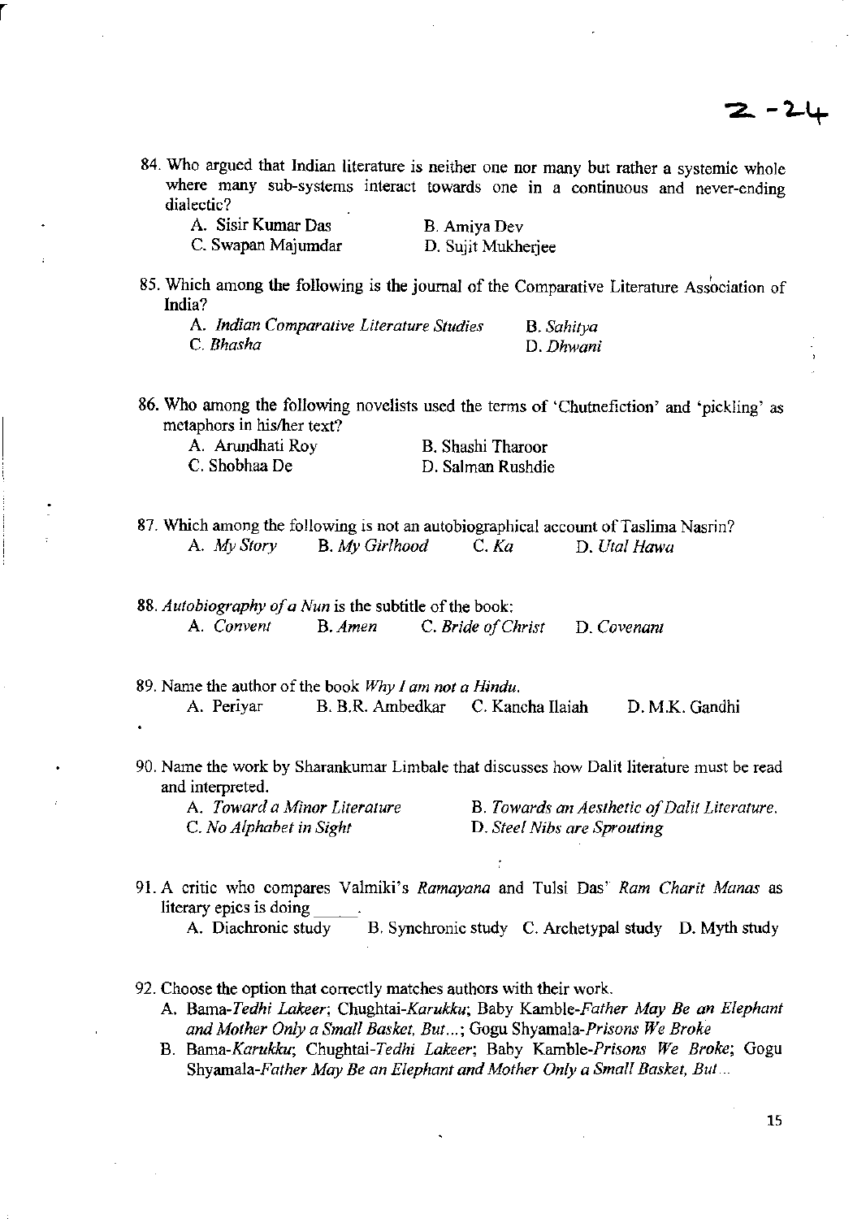84. Who argued that Indian literature is neither one nor many but rather a systemic whole where many sub-systems interact towards one in a continuous and never-ending dialectic?

    A. Sisir Kumar Das  B. Amiya Dev
    C. Swapan Majumdar  D. Sujit Mukherjee

85. Which among the following is the journal of the Comparative Literature Association of India?

    A. *Indian Comparative Literature Studies*  B. *Sahitya*
    C. *Bhasha*  D. *Dhwani*

86. Who among the following novelists used the terms of 'Chutnefiction' and 'pickling' as metaphors in his/her text?

    A. Arundhati Roy  B. Shashi Tharoor
    C. Shobhaa De  D. Salman Rushdie

87. Which among the following is not an autobiographical account of Taslima Nasrin?

    A. *My Story*  B. *My Girlhood*  C. *Ka*  D. *Utal Hawa*

88. *Autobiography of a Nun* is the subtitle of the book:

    A. *Convent*  B. *Amen*  C. *Bride of Christ*  D. *Covenant*

89. Name the author of the book *Why I am not a Hindu.*

    A. Periyar  B. B.R. Ambedkar  C. Kancha Ilaiah  D. M.K. Gandhi

90. Name the work by Sharankumar Limbale that discusses how Dalit literature must be read and interpreted.

    A. *Toward a Minor Literature*  B. *Towards an Aesthetic of Dalit Literature.*
    C. *No Alphabet in Sight*  D. *Steel Nibs are Sprouting*

91. A critic who compares Valmiki's *Ramayana* and Tulsi Das' *Ram Charit Manas* as literary epics is doing _____.

    A. Diachronic study  B. Synchronic study  C. Archetypal study  D. Myth study

92. Choose the option that correctly matches authors with their work.

    A. Bama-*Tedhi Lakeer*; Chughtai-*Karukku*; Baby Kamble-*Father May Be an Elephant and Mother Only a Small Basket, But*...; Gogu Shyamala-*Prisons We Broke*
    B. Bama-*Karukku*; Chughtai-*Tedhi Lakeer*; Baby Kamble-*Prisons We Broke*; Gogu Shyamala-*Father May Be an Elephant and Mother Only a Small Basket, But*...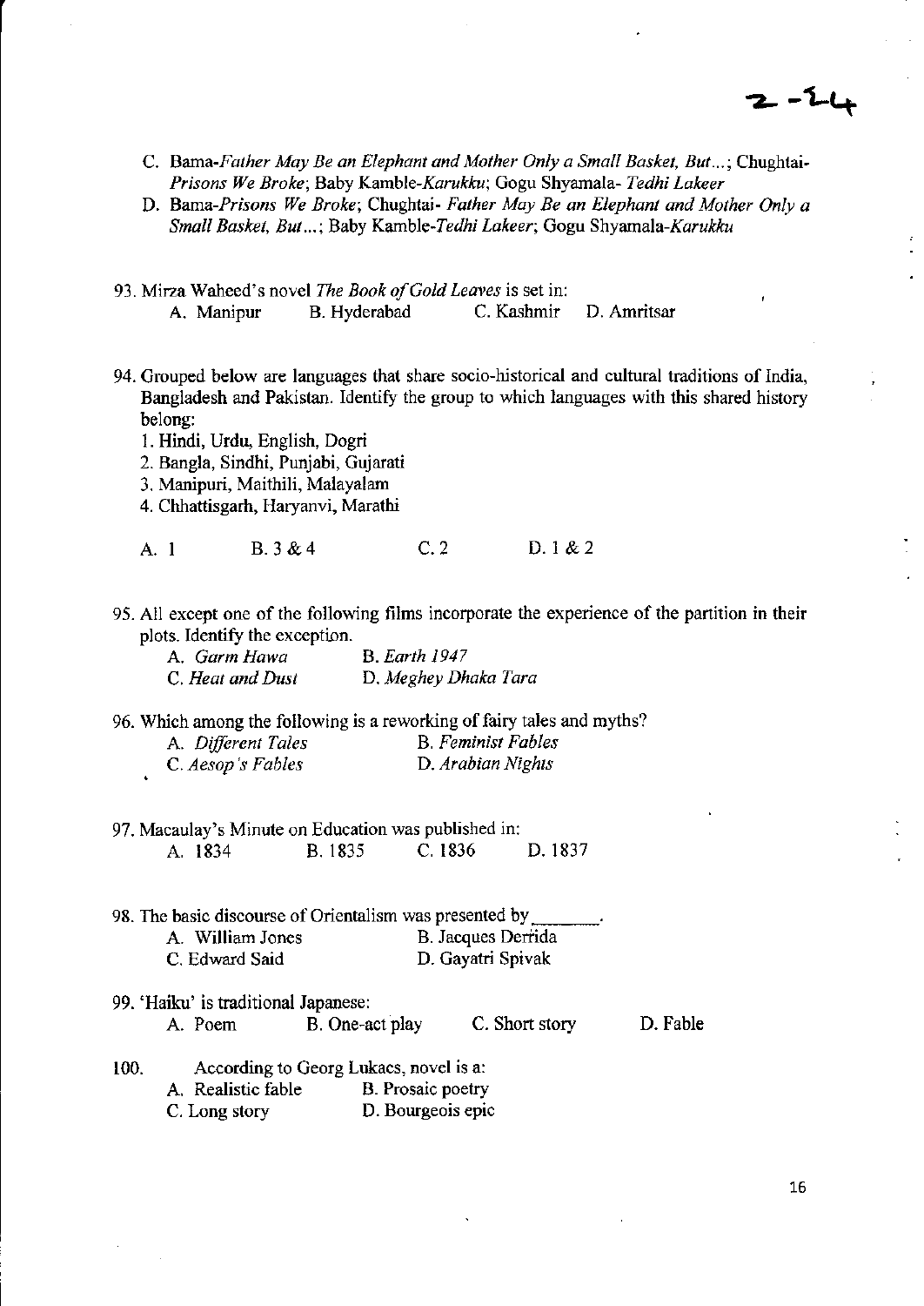C. Bama-*Father May Be an Elephant and Mother Only a Small Basket, But…*; Chughtai-*Prisons We Broke*; Baby Kamble-*Karukku*; Gogu Shyamala- *Tedhi Lakeer*

D. Bama-*Prisons We Broke*; Chughtai- *Father May Be an Elephant and Mother Only a Small Basket, But…*; Baby Kamble-*Tedhi Lakeer*; Gogu Shyamala-*Karukku*

93. Mirza Waheed's novel *The Book of Gold Leaves* is set in:
    A. Manipur  B. Hyderabad  C. Kashmir  D. Amritsar

94. Grouped below are languages that share socio-historical and cultural traditions of India, Bangladesh and Pakistan. Identify the group to which languages with this shared history belong:
    1. Hindi, Urdu, English, Dogri
    2. Bangla, Sindhi, Punjabi, Gujarati
    3. Manipuri, Maithili, Malayalam
    4. Chhattisgarh, Haryanvi, Marathi

    A. 1  B. 3 & 4  C. 2  D. 1 & 2

95. All except one of the following films incorporate the experience of the partition in their plots. Identify the exception.
    A. *Garm Hawa*  B. *Earth 1947*
    C. *Heat and Dust*  D. *Meghey Dhaka Tara*

96. Which among the following is a reworking of fairy tales and myths?
    A. *Different Tales*  B. *Feminist Fables*
    C. *Aesop's Fables*  D. *Arabian Nights*

97. Macaulay's Minute on Education was published in:
    A. 1834  B. 1835  C. 1836  D. 1837

98. The basic discourse of Orientalism was presented by ________.
    A. William Jones  B. Jacques Derrida
    C. Edward Said  D. Gayatri Spivak

99. 'Haiku' is traditional Japanese:
    A. Poem  B. One-act play  C. Short story  D. Fable

100. According to Georg Lukacs, novel is a:
    A. Realistic fable  B. Prosaic poetry
    C. Long story  D. Bourgeois epic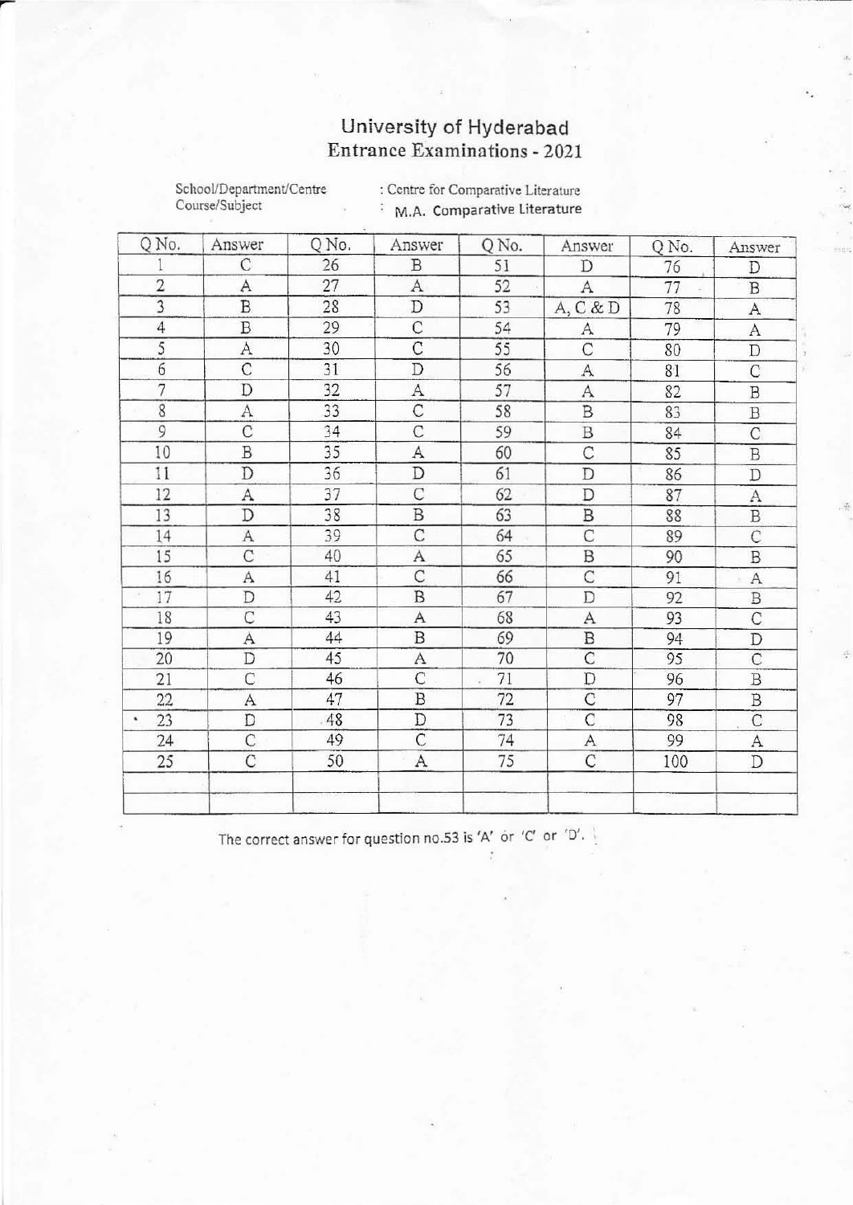# University of Hyderabad
## Entrance Examinations - 2021

School/Department/Centre : Centre for Comparative Literature
Course/Subject : M.A. Comparative Literature

| Q No. | Answer | Q No. | Answer | Q No. | Answer | Q No. | Answer |
|---|---|---|---|---|---|---|---|
| 1 | C | 26 | B | 51 | D | 76 | D |
| 2 | A | 27 | A | 52 | A | 77 | B |
| 3 | B | 28 | D | 53 | A, C & D | 78 | A |
| 4 | B | 29 | C | 54 | A | 79 | A |
| 5 | A | 30 | C | 55 | C | 80 | D |
| 6 | C | 31 | D | 56 | A | 81 | C |
| 7 | D | 32 | A | 57 | A | 82 | B |
| 8 | A | 33 | C | 58 | B | 83 | B |
| 9 | C | 34 | C | 59 | B | 84 | C |
| 10 | B | 35 | A | 60 | C | 85 | B |
| 11 | D | 36 | D | 61 | D | 86 | D |
| 12 | A | 37 | C | 62 | D | 87 | A |
| 13 | D | 38 | B | 63 | B | 88 | B |
| 14 | A | 39 | C | 64 | C | 89 | C |
| 15 | C | 40 | A | 65 | B | 90 | B |
| 16 | A | 41 | C | 66 | C | 91 | A |
| 17 | D | 42 | B | 67 | D | 92 | B |
| 18 | C | 43 | A | 68 | A | 93 | C |
| 19 | A | 44 | B | 69 | B | 94 | D |
| 20 | D | 45 | A | 70 | C | 95 | C |
| 21 | C | 46 | C | 71 | D | 96 | B |
| 22 | A | 47 | B | 72 | C | 97 | B |
| 23 | D | 48 | D | 73 | C | 98 | C |
| 24 | C | 49 | C | 74 | A | 99 | A |
| 25 | C | 50 | A | 75 | C | 100 | D |

The correct answer for question no.53 is 'A' or 'C' or 'D'.